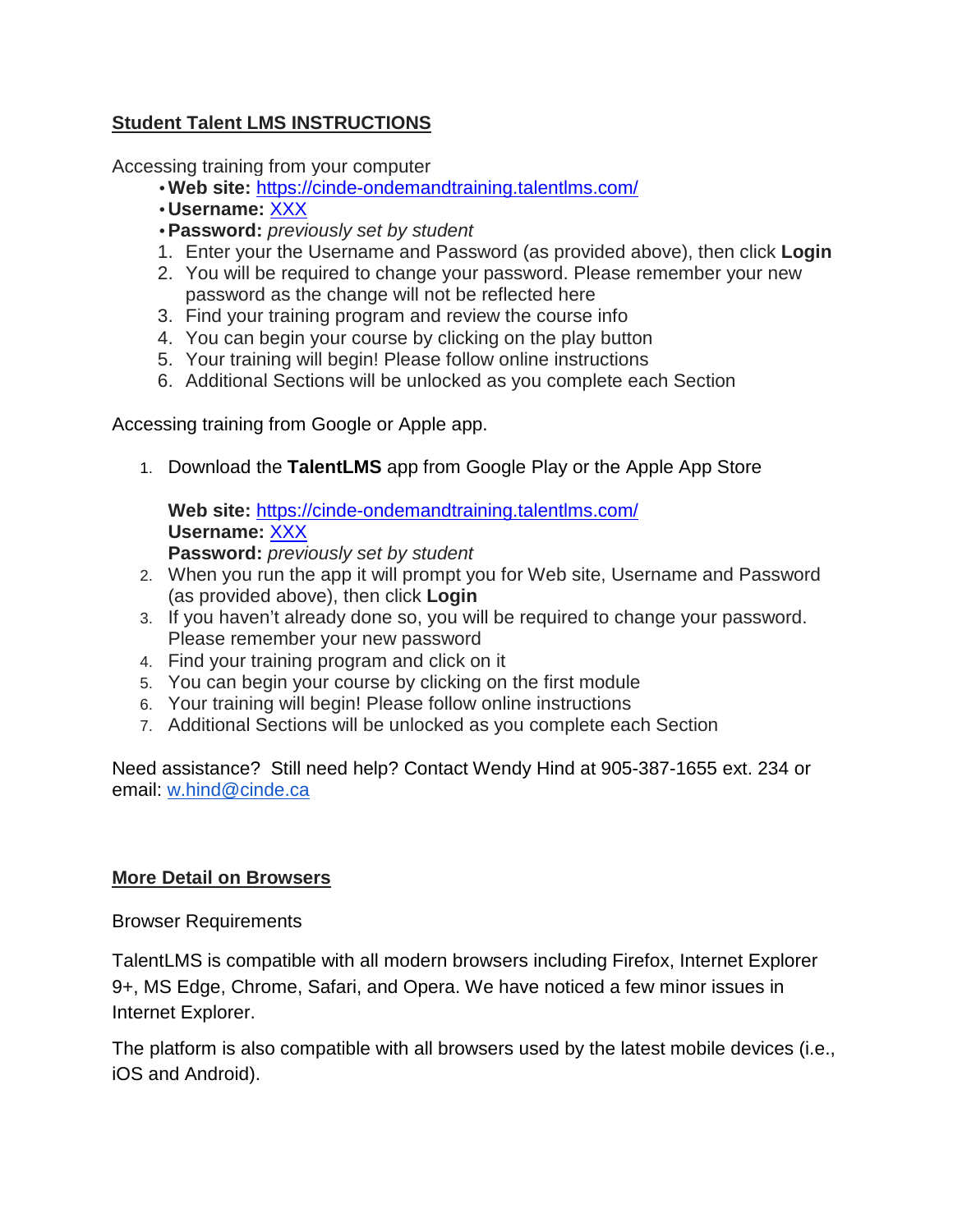**Student Talent LMS INSTRUCTIONS**

Accessing training from your computer

- **Web site:** https://cinde-ondemandtraining.talentlms.com/
- **Username:** XXX
- **Password:** *previously set by student*

1. Enter your the Username and Password (as provided above), then click **Login**
2. You will be required to change your password. Please remember your new password as the change will not be reflected here
3. Find your training program and review the course info
4. You can begin your course by clicking on the play button
5. Your training will begin! Please follow online instructions
6. Additional Sections will be unlocked as you complete each Section

Accessing training from Google or Apple app.

1. Download the **TalentLMS** app from Google Play or the Apple App Store

   **Web site:** https://cinde-ondemandtraining.talentlms.com/
   **Username:** XXX
   **Password:** *previously set by student*
2. When you run the app it will prompt you for Web site, Username and Password (as provided above), then click **Login**
3. If you haven't already done so, you will be required to change your password. Please remember your new password
4. Find your training program and click on it
5. You can begin your course by clicking on the first module
6. Your training will begin! Please follow online instructions
7. Additional Sections will be unlocked as you complete each Section

Need assistance? Still need help? Contact Wendy Hind at 905-387-1655 ext. 234 or email: w.hind@cinde.ca

**More Detail on Browsers**

Browser Requirements

TalentLMS is compatible with all modern browsers including Firefox, Internet Explorer 9+, MS Edge, Chrome, Safari, and Opera. We have noticed a few minor issues in Internet Explorer.

The platform is also compatible with all browsers used by the latest mobile devices (i.e., iOS and Android).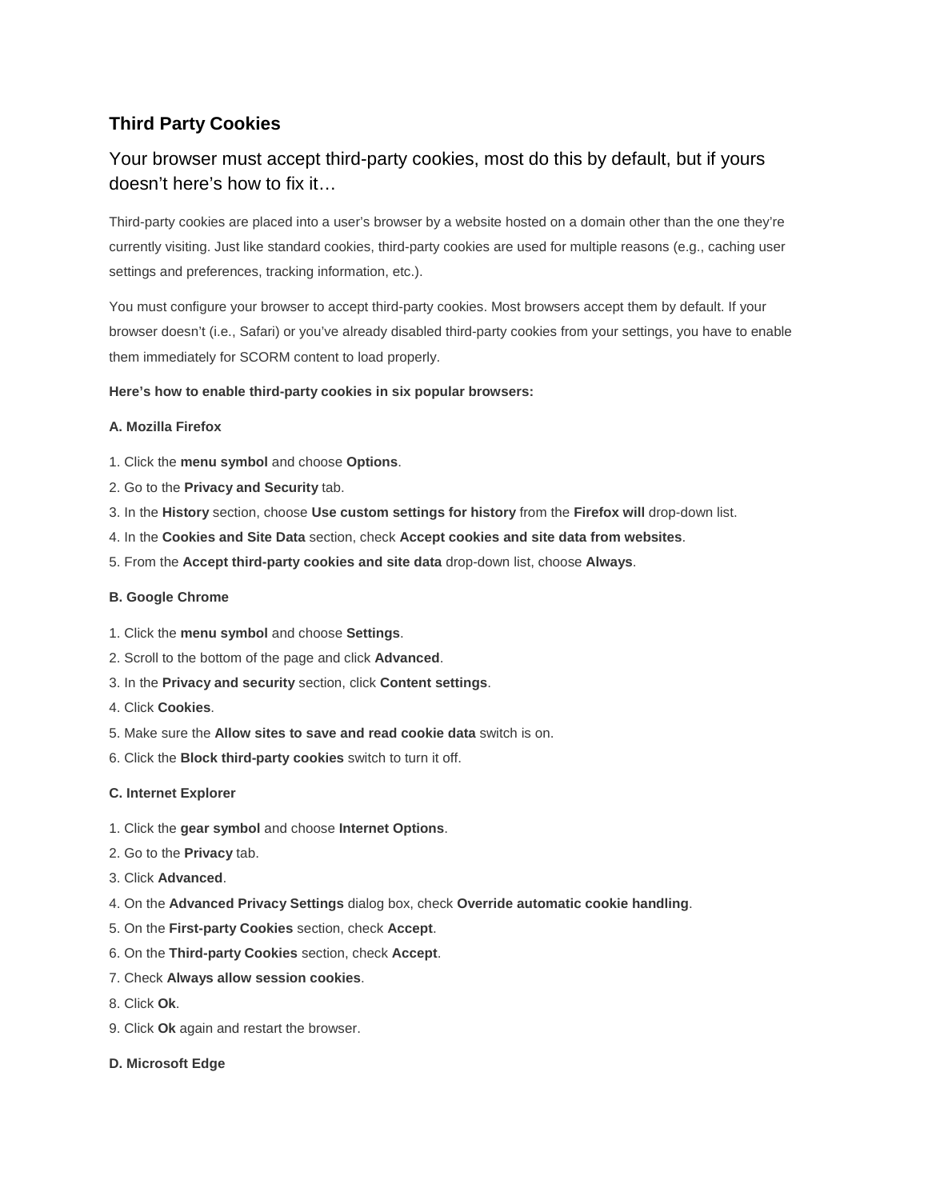## Third Party Cookies

### Your browser must accept third-party cookies, most do this by default, but if yours doesn't here's how to fix it…

Third-party cookies are placed into a user's browser by a website hosted on a domain other than the one they're currently visiting. Just like standard cookies, third-party cookies are used for multiple reasons (e.g., caching user settings and preferences, tracking information, etc.).

You must configure your browser to accept third-party cookies. Most browsers accept them by default. If your browser doesn't (i.e., Safari) or you've already disabled third-party cookies from your settings, you have to enable them immediately for SCORM content to load properly.

**Here's how to enable third-party cookies in six popular browsers:**

**A. Mozilla Firefox**

1. Click the **menu symbol** and choose **Options**.
2. Go to the **Privacy and Security** tab.
3. In the **History** section, choose **Use custom settings for history** from the **Firefox will** drop-down list.
4. In the **Cookies and Site Data** section, check **Accept cookies and site data from websites**.
5. From the **Accept third-party cookies and site data** drop-down list, choose **Always**.

**B. Google Chrome**

1. Click the **menu symbol** and choose **Settings**.
2. Scroll to the bottom of the page and click **Advanced**.
3. In the **Privacy and security** section, click **Content settings**.
4. Click **Cookies**.
5. Make sure the **Allow sites to save and read cookie data** switch is on.
6. Click the **Block third-party cookies** switch to turn it off.

**C. Internet Explorer**

1. Click the **gear symbol** and choose **Internet Options**.
2. Go to the **Privacy** tab.
3. Click **Advanced**.
4. On the **Advanced Privacy Settings** dialog box, check **Override automatic cookie handling**.
5. On the **First-party Cookies** section, check **Accept**.
6. On the **Third-party Cookies** section, check **Accept**.
7. Check **Always allow session cookies**.
8. Click **Ok**.
9. Click **Ok** again and restart the browser.

**D. Microsoft Edge**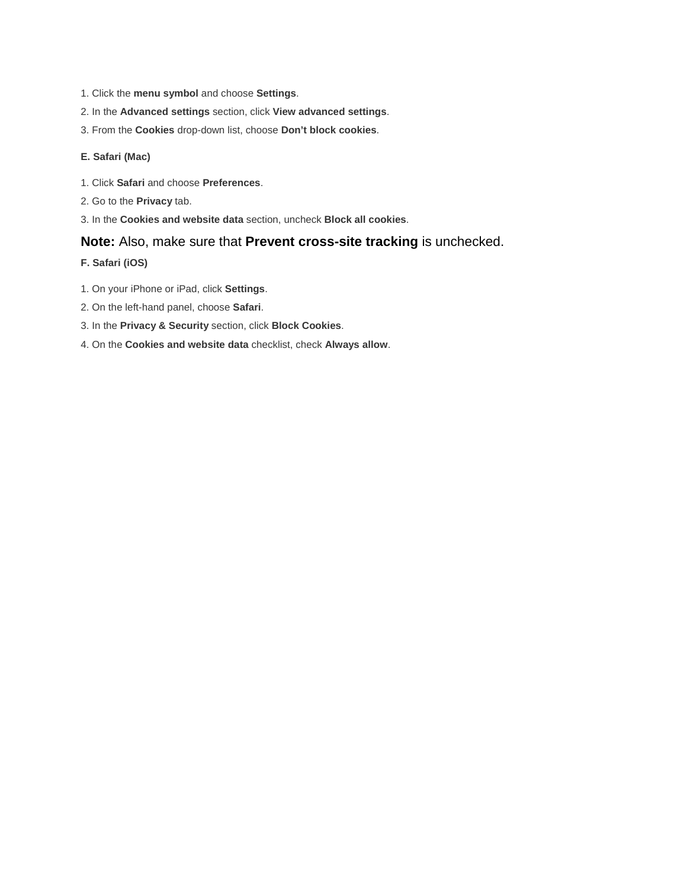1. Click the **menu symbol** and choose **Settings**.
2. In the **Advanced settings** section, click **View advanced settings**.
3. From the **Cookies** drop-down list, choose **Don’t block cookies**.

#### E. Safari (Mac)

1. Click **Safari** and choose **Preferences**.
2. Go to the **Privacy** tab.
3. In the **Cookies and website data** section, uncheck **Block all cookies**.

**Note:** Also, make sure that **Prevent cross-site tracking** is unchecked.

#### F. Safari (iOS)

1. On your iPhone or iPad, click **Settings**.
2. On the left-hand panel, choose **Safari**.
3. In the **Privacy & Security** section, click **Block Cookies**.
4. On the **Cookies and website data** checklist, check **Always allow**.